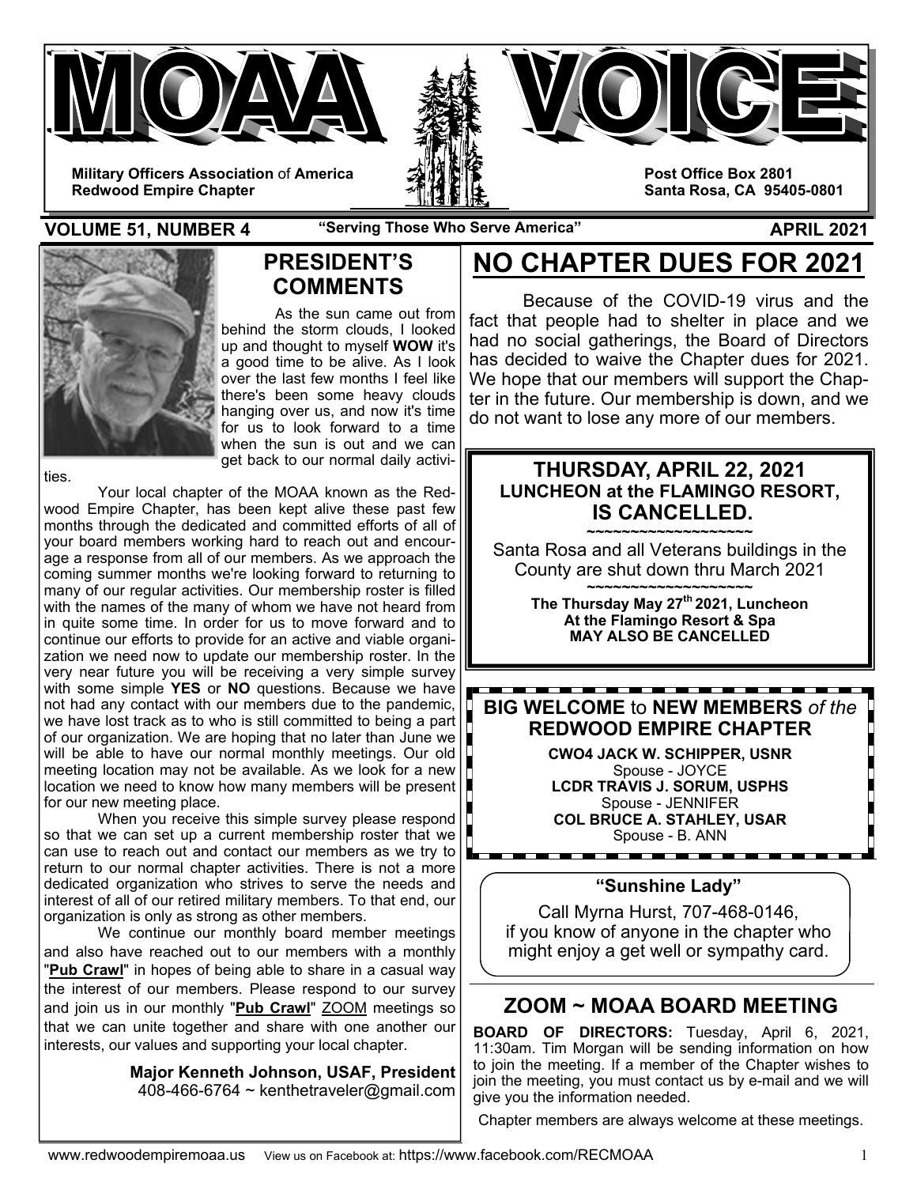# MOAA VOICE

**Military Officers Association of America**
**Redwood Empire Chapter**

**Post Office Box 2801**
**Santa Rosa, CA 95405-0801**

**VOLUME 51, NUMBER 4** — **"Serving Those Who Serve America"** — **APRIL 2021**

## PRESIDENT'S COMMENTS

As the sun came out from behind the storm clouds, I looked up and thought to myself **WOW** it's a good time to be alive. As I look over the last few months I feel like there's been some heavy clouds hanging over us, and now it's time for us to look forward to a time when the sun is out and we can get back to our normal daily activities.

Your local chapter of the MOAA known as the Redwood Empire Chapter, has been kept alive these past few months through the dedicated and committed efforts of all of your board members working hard to reach out and encourage a response from all of our members. As we approach the coming summer months we're looking forward to returning to many of our regular activities. Our membership roster is filled with the names of the many of whom we have not heard from in quite some time. In order for us to move forward and to continue our efforts to provide for an active and viable organization we need now to update our membership roster. In the very near future you will be receiving a very simple survey with some simple **YES** or **NO** questions. Because we have not had any contact with our members due to the pandemic, we have lost track as to who is still committed to being a part of our organization. We are hoping that no later than June we will be able to have our normal monthly meetings. Our old meeting location may not be available. As we look for a new location we need to know how many members will be present for our new meeting place.

When you receive this simple survey please respond so that we can set up a current membership roster that we can use to reach out and contact our members as we try to return to our normal chapter activities. There is not a more dedicated organization who strives to serve the needs and interest of all of our retired military members. To that end, our organization is only as strong as other members.

We continue our monthly board member meetings and also have reached out to our members with a monthly "**Pub Crawl**" in hopes of being able to share in a casual way the interest of our members. Please respond to our survey and join us in our monthly "**Pub Crawl**" ZOOM meetings so that we can unite together and share with one another our interests, our values and supporting your local chapter.

**Major Kenneth Johnson, USAF, President**
408-466-6764 ~ kenthetraveler@gmail.com

## NO CHAPTER DUES FOR 2021

Because of the COVID-19 virus and the fact that people had to shelter in place and we had no social gatherings, the Board of Directors has decided to waive the Chapter dues for 2021. We hope that our members will support the Chapter in the future. Our membership is down, and we do not want to lose any more of our members.

### THURSDAY, APRIL 22, 2021
**LUNCHEON at the FLAMINGO RESORT,**
**IS CANCELLED.**

~~~~~~~~~~~~~~~~~~~~

Santa Rosa and all Veterans buildings in the County are shut down thru March 2021

~~~~~~~~~~~~~~~~~~~~

**The Thursday May 27th 2021, Luncheon**
**At the Flamingo Resort & Spa**
**MAY ALSO BE CANCELLED**

### BIG WELCOME to NEW MEMBERS *of the* REDWOOD EMPIRE CHAPTER

**CWO4 JACK W. SCHIPPER, USNR**
Spouse - JOYCE
**LCDR TRAVIS J. SORUM, USPHS**
Spouse - JENNIFER
**COL BRUCE A. STAHLEY, USAR**
Spouse - B. ANN

### "Sunshine Lady"

Call Myrna Hurst, 707-468-0146, if you know of anyone in the chapter who might enjoy a get well or sympathy card.

## ZOOM ~ MOAA BOARD MEETING

**BOARD OF DIRECTORS:** Tuesday, April 6, 2021, 11:30am. Tim Morgan will be sending information on how to join the meeting. If a member of the Chapter wishes to join the meeting, you must contact us by e-mail and we will give you the information needed.

Chapter members are always welcome at these meetings.

www.redwoodempiremoaa.us View us on Facebook at: https://www.facebook.com/RECMOAA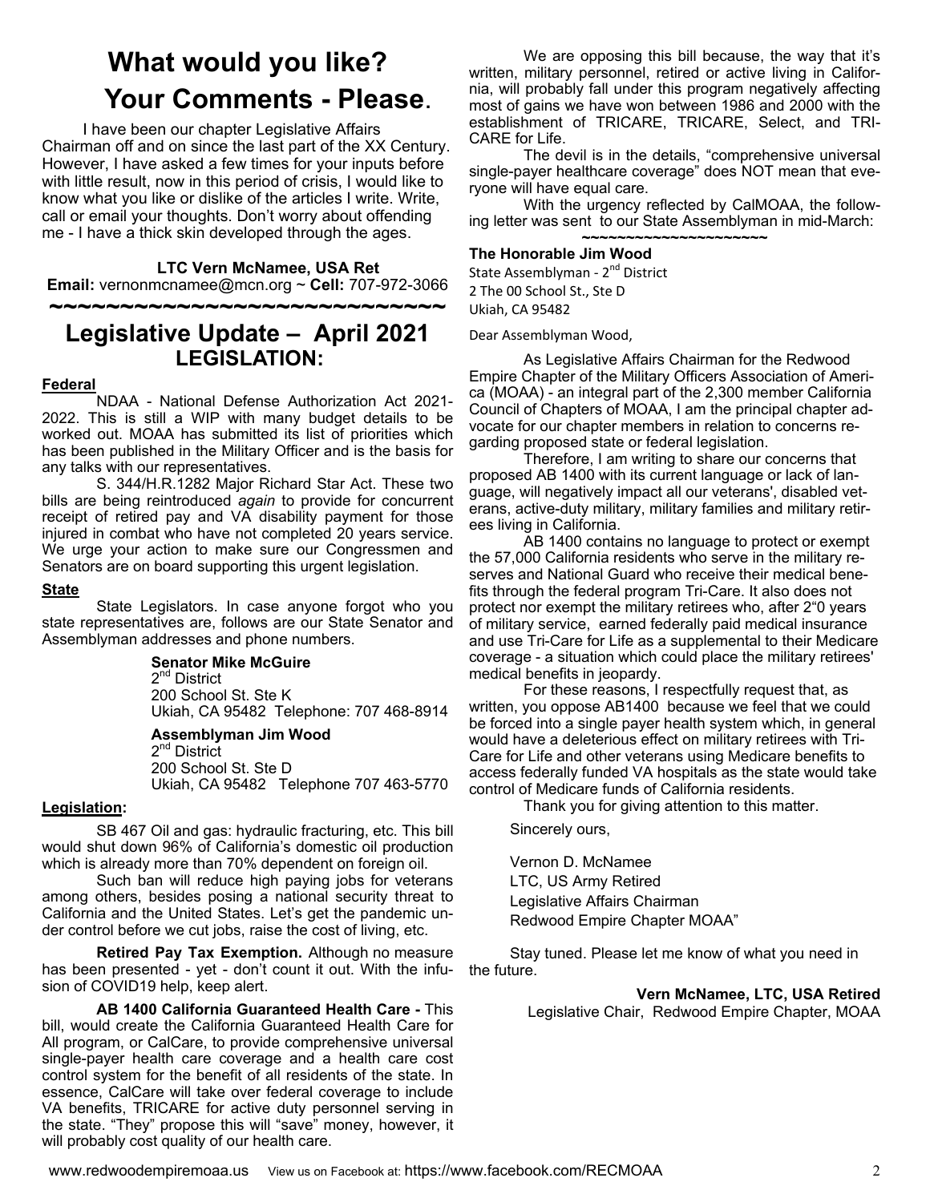# What would you like? Your Comments - Please.

I have been our chapter Legislative Affairs Chairman off and on since the last part of the XX Century. However, I have asked a few times for your inputs before with little result, now in this period of crisis, I would like to know what you like or dislike of the articles I write. Write, call or email your thoughts. Don't worry about offending me - I have a thick skin developed through the ages.

**LTC Vern McNamee, USA Ret**
**Email:** vernonmcnamee@mcn.org ~ **Cell:** 707-972-3066

~~~~~~~~~~~~~~~~~~~~~~~~~~~~

## Legislative Update – April 2021
## LEGISLATION:

**Federal**

NDAA - National Defense Authorization Act 2021-2022. This is still a WIP with many budget details to be worked out. MOAA has submitted its list of priorities which has been published in the Military Officer and is the basis for any talks with our representatives.

S. 344/H.R.1282 Major Richard Star Act. These two bills are being reintroduced *again* to provide for concurrent receipt of retired pay and VA disability payment for those injured in combat who have not completed 20 years service. We urge your action to make sure our Congressmen and Senators are on board supporting this urgent legislation.

**State**

State Legislators. In case anyone forgot who you state representatives are, follows are our State Senator and Assemblyman addresses and phone numbers.

**Senator Mike McGuire**
2nd District
200 School St. Ste K
Ukiah, CA 95482 Telephone: 707 468-8914

**Assemblyman Jim Wood**
2nd District
200 School St. Ste D
Ukiah, CA 95482 Telephone 707 463-5770

**Legislation:**

SB 467 Oil and gas: hydraulic fracturing, etc. This bill would shut down 96% of California's domestic oil production which is already more than 70% dependent on foreign oil.

Such ban will reduce high paying jobs for veterans among others, besides posing a national security threat to California and the United States. Let's get the pandemic under control before we cut jobs, raise the cost of living, etc.

**Retired Pay Tax Exemption.** Although no measure has been presented - yet - don't count it out. With the infusion of COVID19 help, keep alert.

**AB 1400 California Guaranteed Health Care -** This bill, would create the California Guaranteed Health Care for All program, or CalCare, to provide comprehensive universal single-payer health care coverage and a health care cost control system for the benefit of all residents of the state. In essence, CalCare will take over federal coverage to include VA benefits, TRICARE for active duty personnel serving in the state. "They" propose this will "save" money, however, it will probably cost quality of our health care.

We are opposing this bill because, the way that it's written, military personnel, retired or active living in California, will probably fall under this program negatively affecting most of gains we have won between 1986 and 2000 with the establishment of TRICARE, TRICARE, Select, and TRICARE for Life.

The devil is in the details, "comprehensive universal single-payer healthcare coverage" does NOT mean that everyone will have equal care.

With the urgency reflected by CalMOAA, the following letter was sent to our State Assemblyman in mid-March:

~~~~~~~~~~~~~~~~~~~~~

**The Honorable Jim Wood**
State Assemblyman - 2nd District
2 The 00 School St., Ste D
Ukiah, CA 95482

Dear Assemblyman Wood,

As Legislative Affairs Chairman for the Redwood Empire Chapter of the Military Officers Association of America (MOAA) - an integral part of the 2,300 member California Council of Chapters of MOAA, I am the principal chapter advocate for our chapter members in relation to concerns regarding proposed state or federal legislation.

Therefore, I am writing to share our concerns that proposed AB 1400 with its current language or lack of language, will negatively impact all our veterans', disabled veterans, active-duty military, military families and military retirees living in California.

AB 1400 contains no language to protect or exempt the 57,000 California residents who serve in the military reserves and National Guard who receive their medical benefits through the federal program Tri-Care. It also does not protect nor exempt the military retirees who, after 2"0 years of military service, earned federally paid medical insurance and use Tri-Care for Life as a supplemental to their Medicare coverage - a situation which could place the military retirees' medical benefits in jeopardy.

For these reasons, I respectfully request that, as written, you oppose AB1400 because we feel that we could be forced into a single payer health system which, in general would have a deleterious effect on military retirees with Tri-Care for Life and other veterans using Medicare benefits to access federally funded VA hospitals as the state would take control of Medicare funds of California residents.

Thank you for giving attention to this matter.

Sincerely ours,

Vernon D. McNamee
LTC, US Army Retired
Legislative Affairs Chairman
Redwood Empire Chapter MOAA"

Stay tuned. Please let me know of what you need in the future.

**Vern McNamee, LTC, USA Retired**
Legislative Chair, Redwood Empire Chapter, MOAA

www.redwoodempiremoaa.us View us on Facebook at: https://www.facebook.com/RECMOAA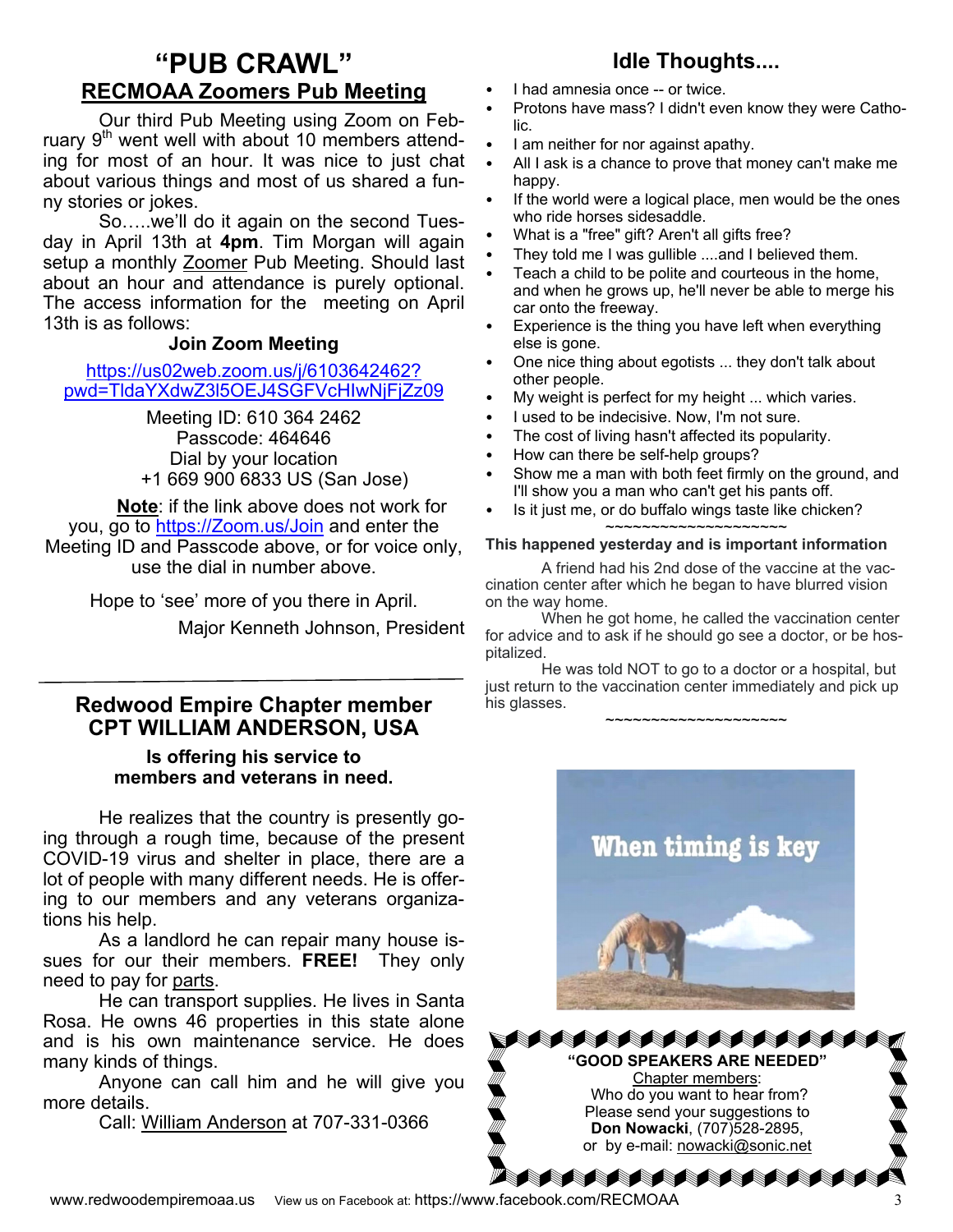# "PUB CRAWL"

## RECMOAA Zoomers Pub Meeting

Our third Pub Meeting using Zoom on February 9th went well with about 10 members attending for most of an hour. It was nice to just chat about various things and most of us shared a funny stories or jokes.

So…..we'll do it again on the second Tuesday in April 13th at **4pm**. Tim Morgan will again setup a monthly Zoomer Pub Meeting. Should last about an hour and attendance is purely optional. The access information for the meeting on April 13th is as follows:

**Join Zoom Meeting**

https://us02web.zoom.us/j/6103642462?pwd=TldaYXdwZ3l5OEJ4SGFVcHlwNjFjZz09

Meeting ID: 610 364 2462
Passcode: 464646
Dial by your location
+1 669 900 6833 US (San Jose)

**Note**: if the link above does not work for you, go to https://Zoom.us/Join and enter the Meeting ID and Passcode above, or for voice only, use the dial in number above.

Hope to 'see' more of you there in April.

Major Kenneth Johnson, President

---

## Redwood Empire Chapter member CPT WILLIAM ANDERSON, USA

**Is offering his service to members and veterans in need.**

He realizes that the country is presently going through a rough time, because of the present COVID-19 virus and shelter in place, there are a lot of people with many different needs. He is offering to our members and any veterans organizations his help.

As a landlord he can repair many house issues for our their members. **FREE!** They only need to pay for parts.

He can transport supplies. He lives in Santa Rosa. He owns 46 properties in this state alone and is his own maintenance service. He does many kinds of things.

Anyone can call him and he will give you more details.

Call: William Anderson at 707-331-0366

## Idle Thoughts....

- I had amnesia once -- or twice.
- Protons have mass? I didn't even know they were Catholic.
- I am neither for nor against apathy.
- All I ask is a chance to prove that money can't make me happy.
- If the world were a logical place, men would be the ones who ride horses sidesaddle.
- What is a "free" gift? Aren't all gifts free?
- They told me I was gullible ....and I believed them.
- Teach a child to be polite and courteous in the home, and when he grows up, he'll never be able to merge his car onto the freeway.
- Experience is the thing you have left when everything else is gone.
- One nice thing about egotists ... they don't talk about other people.
- My weight is perfect for my height ... which varies.
- I used to be indecisive. Now, I'm not sure.
- The cost of living hasn't affected its popularity.
- How can there be self-help groups?
- Show me a man with both feet firmly on the ground, and I'll show you a man who can't get his pants off.
- Is it just me, or do buffalo wings taste like chicken?

~~~~~~~~~~~~~~~~~~~~

**This happened yesterday and is important information**

A friend had his 2nd dose of the vaccine at the vaccination center after which he began to have blurred vision on the way home.

When he got home, he called the vaccination center for advice and to ask if he should go see a doctor, or be hospitalized.

He was told NOT to go to a doctor or a hospital, but just return to the vaccination center immediately and pick up his glasses.

~~~~~~~~~~~~~~~~~~~~

When timing is key

**"GOOD SPEAKERS ARE NEEDED"**

Chapter members:
Who do you want to hear from?
Please send your suggestions to **Don Nowacki**, (707)528-2895,
or by e-mail: nowacki@sonic.net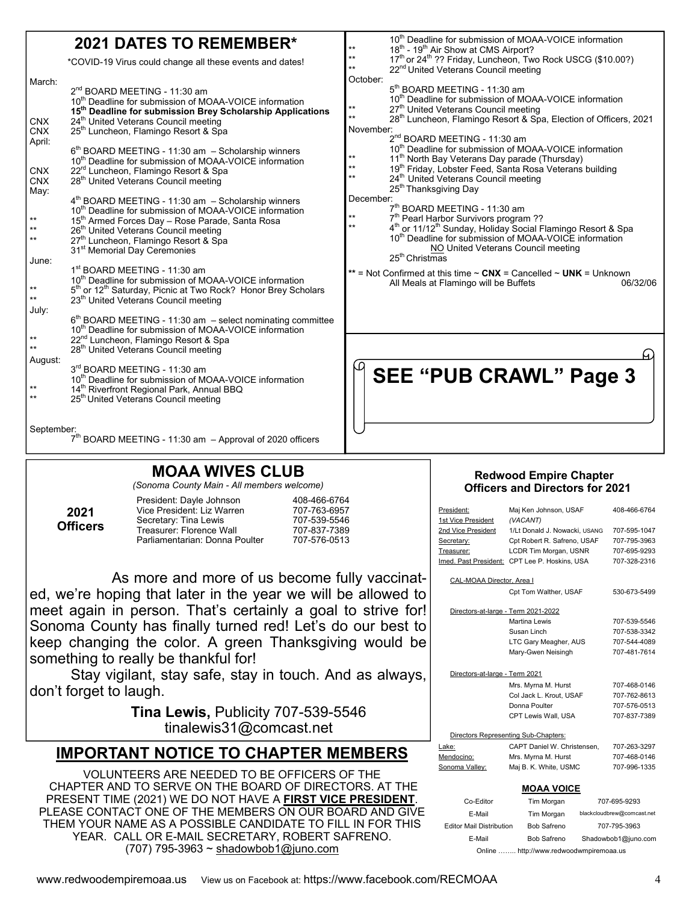# 2021 DATES TO REMEMBER*

*COVID-19 Virus could change all these events and dates!

March:
- 2nd BOARD MEETING - 11:30 am
- 10th Deadline for submission of MOAA-VOICE information
- **15th Deadline for submission Brey Scholarship Applications**
- CNX 24th United Veterans Council meeting
- CNX 25th Luncheon, Flamingo Resort & Spa

April:
- 6th BOARD MEETING - 11:30 am – Scholarship winners
- 10th Deadline for submission of MOAA-VOICE information
- CNX 22nd Luncheon, Flamingo Resort & Spa
- CNX 28th United Veterans Council meeting

May:
- 4th BOARD MEETING - 11:30 am – Scholarship winners
- 10th Deadline for submission of MOAA-VOICE information
- ** 15th Armed Forces Day – Rose Parade, Santa Rosa
- ** 26th United Veterans Council meeting
- ** 27th Luncheon, Flamingo Resort & Spa
- 31st Memorial Day Ceremonies

June:
- 1st BOARD MEETING - 11:30 am
- 10th Deadline for submission of MOAA-VOICE information
- ** 5th or 12th Saturday, Picnic at Two Rock? Honor Brey Scholars
- ** 23th United Veterans Council meeting

July:
- 6th BOARD MEETING - 11:30 am – select nominating committee
- 10th Deadline for submission of MOAA-VOICE information
- ** 22nd Luncheon, Flamingo Resort & Spa
- ** 28th United Veterans Council meeting

August:
- 3rd BOARD MEETING - 11:30 am
- 10th Deadline for submission of MOAA-VOICE information
- ** 14th Riverfront Regional Park, Annual BBQ
- ** 25th United Veterans Council meeting

September:
- 7th BOARD MEETING - 11:30 am – Approval of 2020 officers
- 10th Deadline for submission of MOAA-VOICE information
- ** 18th - 19th Air Show at CMS Airport?
- ** 17th or 24th ?? Friday, Luncheon, Two Rock USCG ($10.00?)
- ** 22nd United Veterans Council meeting

October:
- 5th BOARD MEETING - 11:30 am
- 10th Deadline for submission of MOAA-VOICE information
- ** 27th United Veterans Council meeting
- ** 28th Luncheon, Flamingo Resort & Spa, Election of Officers, 2021

November:
- 2nd BOARD MEETING - 11:30 am
- 10th Deadline for submission of MOAA-VOICE information
- ** 11th North Bay Veterans Day parade (Thursday)
- ** 19th Friday, Lobster Feed, Santa Rosa Veterans building
- ** 24th United Veterans Council meeting
- 25th Thanksgiving Day

December:
- 7th BOARD MEETING - 11:30 am
- ** 7th Pearl Harbor Survivors program ??
- ** 4th or 11/12th Sunday, Holiday Social Flamingo Resort & Spa
- 10th Deadline for submission of MOAA-VOICE information
- NO United Veterans Council meeting
- 25th Christmas

** = Not Confirmed at this time ~ **CNX** = Cancelled ~ **UNK** = Unknown
All Meals at Flamingo will be Buffets 06/32/06

## SEE "PUB CRAWL" Page 3

# MOAA WIVES CLUB

*(Sonoma County Main - All members welcome)*

**2021 Officers**

| | |
|---|---|
| President: Dayle Johnson | 408-466-6764 |
| Vice President: Liz Warren | 707-763-6957 |
| Secretary: Tina Lewis | 707-539-5546 |
| Treasurer: Florence Wall | 707-837-7389 |
| Parliamentarian: Donna Poulter | 707-576-0513 |

As more and more of us become fully vaccinated, we're hoping that later in the year we will be allowed to meet again in person. That's certainly a goal to strive for! Sonoma County has finally turned red! Let's do our best to keep changing the color. A green Thanksgiving would be something to really be thankful for!

Stay vigilant, stay safe, stay in touch. And as always, don't forget to laugh.

**Tina Lewis,** Publicity 707-539-5546
tinalewis31@comcast.net

## IMPORTANT NOTICE TO CHAPTER MEMBERS

VOLUNTEERS ARE NEEDED TO BE OFFICERS OF THE CHAPTER AND TO SERVE ON THE BOARD OF DIRECTORS. AT THE PRESENT TIME (2021) WE DO NOT HAVE A **FIRST VICE PRESIDENT**. PLEASE CONTACT ONE OF THE MEMBERS ON OUR BOARD AND GIVE THEM YOUR NAME AS A POSSIBLE CANDIDATE TO FILL IN FOR THIS YEAR. CALL OR E-MAIL SECRETARY, ROBERT SAFRENO. (707) 795-3963 ~ shadowbob1@juno.com

### Redwood Empire Chapter Officers and Directors for 2021

| | | |
|---|---|---|
| President: | Maj Ken Johnson, USAF | 408-466-6764 |
| 1st Vice President | *(VACANT)* | |
| 2nd Vice President | 1/Lt Donald J. Nowacki, USANG | 707-595-1047 |
| Secretary: | Cpt Robert R. Safreno, USAF | 707-795-3963 |
| Treasurer: | LCDR Tim Morgan, USNR | 707-695-9293 |
| Imed. Past President: | CPT Lee P. Hoskins, USA | 707-328-2316 |
| CAL-MOAA Director, Area I | | |
| | Cpt Tom Walther, USAF | 530-673-5499 |
| Directors-at-large - Term 2021-2022 | | |
| | Martina Lewis | 707-539-5546 |
| | Susan Linch | 707-538-3342 |
| | LTC Gary Meagher, AUS | 707-544-4089 |
| | Mary-Gwen Neisingh | 707-481-7614 |
| Directors-at-large - Term 2021 | | |
| | Mrs. Myrna M. Hurst | 707-468-0146 |
| | Col Jack L. Krout, USAF | 707-762-8613 |
| | Donna Poulter | 707-576-0513 |
| | CPT Lewis Wall, USA | 707-837-7389 |
| Directors Representing Sub-Chapters: | | |
| Lake: | CAPT Daniel W. Christensen, | 707-263-3297 |
| Mendocino: | Mrs. Myrna M. Hurst | 707-468-0146 |
| Sonoma Valley: | Maj B. K. White, USMC | 707-996-1335 |

#### MOAA VOICE

| | | |
|---|---|---|
| Co-Editor | Tim Morgan | 707-695-9293 |
| E-Mail | Tim Morgan | blackcloudbrew@comcast.net |
| Editor Mail Distribution | Bob Safreno | 707-795-3963 |
| E-Mail | Bob Safreno | Shadowbob1@juno.com |

Online …….. http://www.redwoodwmpiremoaa.us

www.redwoodempiremoaa.us View us on Facebook at: https://www.facebook.com/RECMOAA